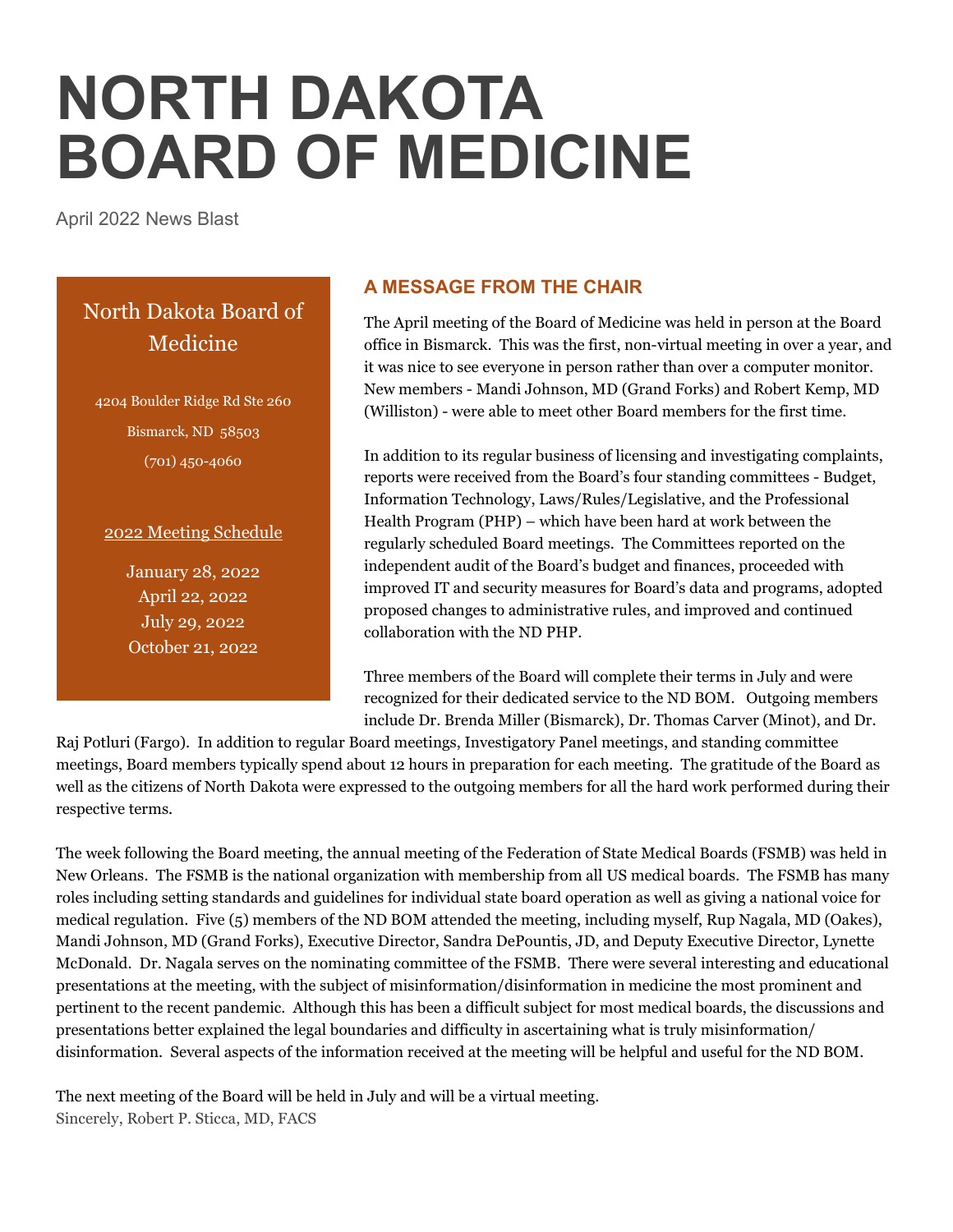# NORTH DAKOTA BOARD OF MEDICINE

April 2022 News Blast

North Dakota Board of Medicine

4204 Boulder Ridge Rd Ste 260

Bismarck, ND 58503

(701) 450-4060

2022 Meeting Schedule

January 28, 2022
April 22, 2022
July 29, 2022
October 21, 2022

## A MESSAGE FROM THE CHAIR

The April meeting of the Board of Medicine was held in person at the Board office in Bismarck. This was the first, non-virtual meeting in over a year, and it was nice to see everyone in person rather than over a computer monitor. New members - Mandi Johnson, MD (Grand Forks) and Robert Kemp, MD (Williston) - were able to meet other Board members for the first time.

In addition to its regular business of licensing and investigating complaints, reports were received from the Board's four standing committees - Budget, Information Technology, Laws/Rules/Legislative, and the Professional Health Program (PHP) – which have been hard at work between the regularly scheduled Board meetings. The Committees reported on the independent audit of the Board's budget and finances, proceeded with improved IT and security measures for Board's data and programs, adopted proposed changes to administrative rules, and improved and continued collaboration with the ND PHP.

Three members of the Board will complete their terms in July and were recognized for their dedicated service to the ND BOM. Outgoing members include Dr. Brenda Miller (Bismarck), Dr. Thomas Carver (Minot), and Dr. Raj Potluri (Fargo). In addition to regular Board meetings, Investigatory Panel meetings, and standing committee meetings, Board members typically spend about 12 hours in preparation for each meeting. The gratitude of the Board as well as the citizens of North Dakota were expressed to the outgoing members for all the hard work performed during their respective terms.

The week following the Board meeting, the annual meeting of the Federation of State Medical Boards (FSMB) was held in New Orleans. The FSMB is the national organization with membership from all US medical boards. The FSMB has many roles including setting standards and guidelines for individual state board operation as well as giving a national voice for medical regulation. Five (5) members of the ND BOM attended the meeting, including myself, Rup Nagala, MD (Oakes), Mandi Johnson, MD (Grand Forks), Executive Director, Sandra DePountis, JD, and Deputy Executive Director, Lynette McDonald. Dr. Nagala serves on the nominating committee of the FSMB. There were several interesting and educational presentations at the meeting, with the subject of misinformation/disinformation in medicine the most prominent and pertinent to the recent pandemic. Although this has been a difficult subject for most medical boards, the discussions and presentations better explained the legal boundaries and difficulty in ascertaining what is truly misinformation/ disinformation. Several aspects of the information received at the meeting will be helpful and useful for the ND BOM.

The next meeting of the Board will be held in July and will be a virtual meeting.

Sincerely, Robert P. Sticca, MD, FACS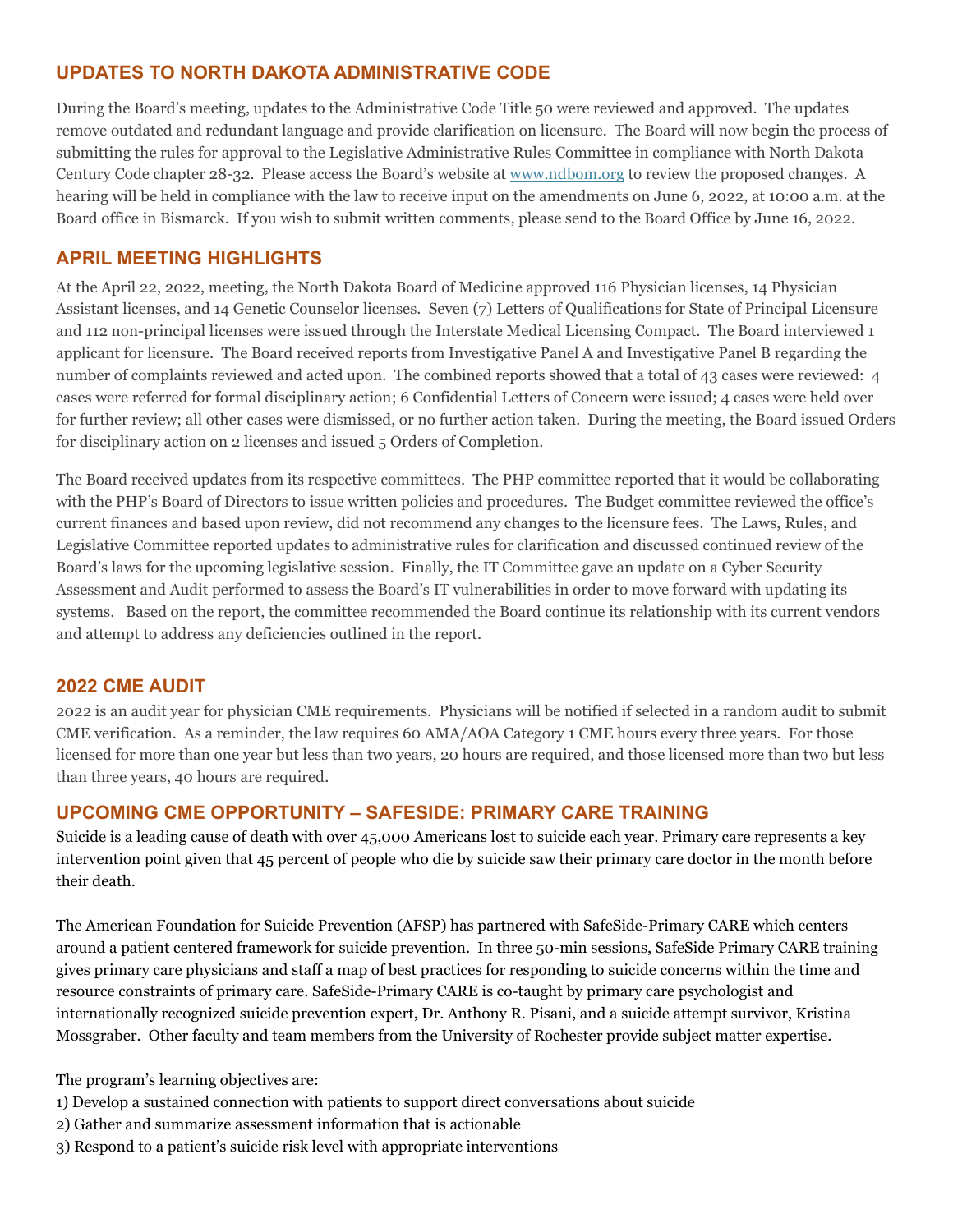## UPDATES TO NORTH DAKOTA ADMINISTRATIVE CODE

During the Board's meeting, updates to the Administrative Code Title 50 were reviewed and approved. The updates remove outdated and redundant language and provide clarification on licensure. The Board will now begin the process of submitting the rules for approval to the Legislative Administrative Rules Committee in compliance with North Dakota Century Code chapter 28-32. Please access the Board's website at www.ndbom.org to review the proposed changes. A hearing will be held in compliance with the law to receive input on the amendments on June 6, 2022, at 10:00 a.m. at the Board office in Bismarck. If you wish to submit written comments, please send to the Board Office by June 16, 2022.

## APRIL MEETING HIGHLIGHTS

At the April 22, 2022, meeting, the North Dakota Board of Medicine approved 116 Physician licenses, 14 Physician Assistant licenses, and 14 Genetic Counselor licenses. Seven (7) Letters of Qualifications for State of Principal Licensure and 112 non-principal licenses were issued through the Interstate Medical Licensing Compact. The Board interviewed 1 applicant for licensure. The Board received reports from Investigative Panel A and Investigative Panel B regarding the number of complaints reviewed and acted upon. The combined reports showed that a total of 43 cases were reviewed: 4 cases were referred for formal disciplinary action; 6 Confidential Letters of Concern were issued; 4 cases were held over for further review; all other cases were dismissed, or no further action taken. During the meeting, the Board issued Orders for disciplinary action on 2 licenses and issued 5 Orders of Completion.

The Board received updates from its respective committees. The PHP committee reported that it would be collaborating with the PHP's Board of Directors to issue written policies and procedures. The Budget committee reviewed the office's current finances and based upon review, did not recommend any changes to the licensure fees. The Laws, Rules, and Legislative Committee reported updates to administrative rules for clarification and discussed continued review of the Board's laws for the upcoming legislative session. Finally, the IT Committee gave an update on a Cyber Security Assessment and Audit performed to assess the Board's IT vulnerabilities in order to move forward with updating its systems. Based on the report, the committee recommended the Board continue its relationship with its current vendors and attempt to address any deficiencies outlined in the report.

## 2022 CME AUDIT

2022 is an audit year for physician CME requirements. Physicians will be notified if selected in a random audit to submit CME verification. As a reminder, the law requires 60 AMA/AOA Category 1 CME hours every three years. For those licensed for more than one year but less than two years, 20 hours are required, and those licensed more than two but less than three years, 40 hours are required.

## UPCOMING CME OPPORTUNITY – SAFESIDE: PRIMARY CARE TRAINING

Suicide is a leading cause of death with over 45,000 Americans lost to suicide each year. Primary care represents a key intervention point given that 45 percent of people who die by suicide saw their primary care doctor in the month before their death.

The American Foundation for Suicide Prevention (AFSP) has partnered with SafeSide-Primary CARE which centers around a patient centered framework for suicide prevention. In three 50-min sessions, SafeSide Primary CARE training gives primary care physicians and staff a map of best practices for responding to suicide concerns within the time and resource constraints of primary care. SafeSide-Primary CARE is co-taught by primary care psychologist and internationally recognized suicide prevention expert, Dr. Anthony R. Pisani, and a suicide attempt survivor, Kristina Mossgraber. Other faculty and team members from the University of Rochester provide subject matter expertise.

The program's learning objectives are:

1) Develop a sustained connection with patients to support direct conversations about suicide
2) Gather and summarize assessment information that is actionable
3) Respond to a patient's suicide risk level with appropriate interventions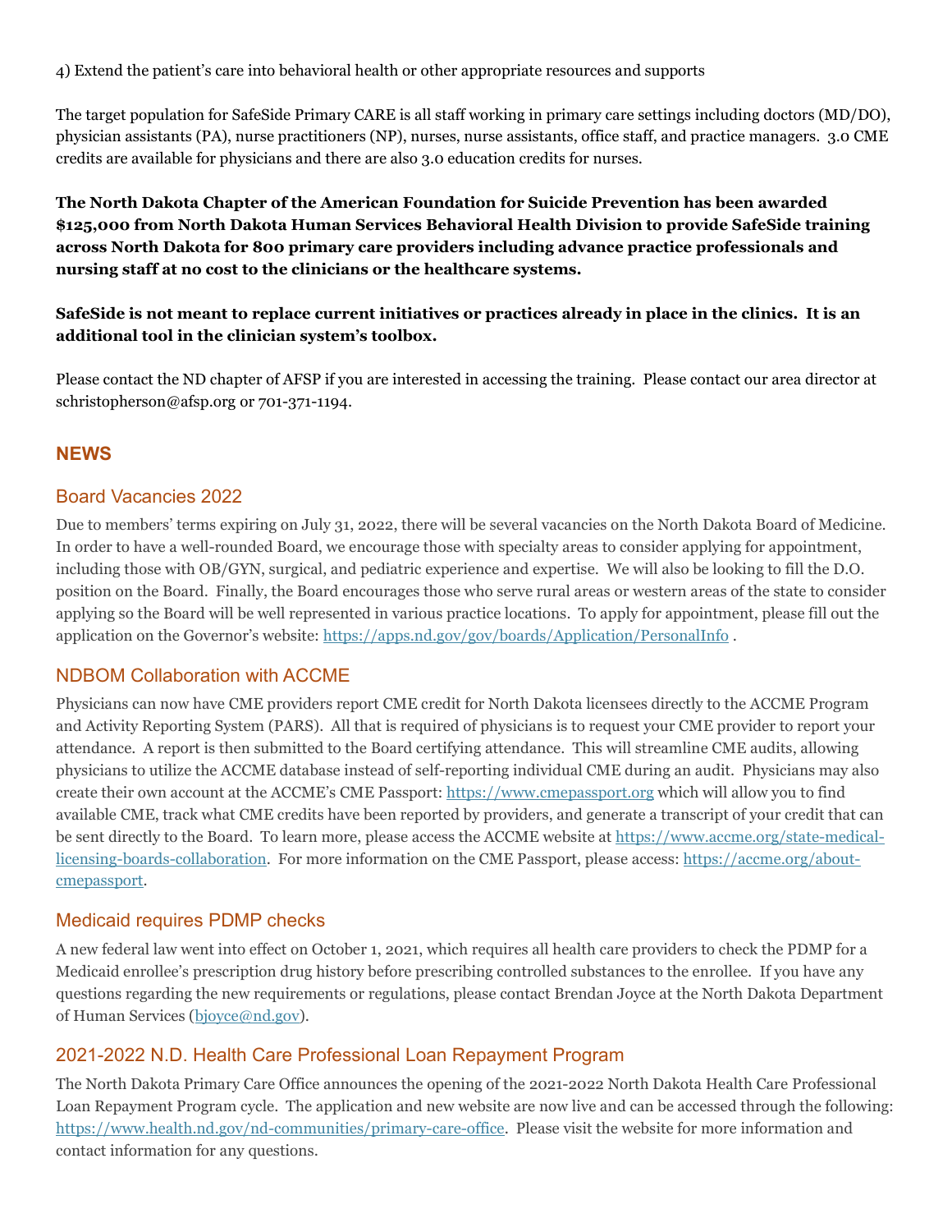4) Extend the patient's care into behavioral health or other appropriate resources and supports

The target population for SafeSide Primary CARE is all staff working in primary care settings including doctors (MD/DO), physician assistants (PA), nurse practitioners (NP), nurses, nurse assistants, office staff, and practice managers. 3.0 CME credits are available for physicians and there are also 3.0 education credits for nurses.

**The North Dakota Chapter of the American Foundation for Suicide Prevention has been awarded $125,000 from North Dakota Human Services Behavioral Health Division to provide SafeSide training across North Dakota for 800 primary care providers including advance practice professionals and nursing staff at no cost to the clinicians or the healthcare systems.**

**SafeSide is not meant to replace current initiatives or practices already in place in the clinics. It is an additional tool in the clinician system's toolbox.**

Please contact the ND chapter of AFSP if you are interested in accessing the training. Please contact our area director at schristopherson@afsp.org or 701-371-1194.

## NEWS

### Board Vacancies 2022

Due to members' terms expiring on July 31, 2022, there will be several vacancies on the North Dakota Board of Medicine. In order to have a well-rounded Board, we encourage those with specialty areas to consider applying for appointment, including those with OB/GYN, surgical, and pediatric experience and expertise. We will also be looking to fill the D.O. position on the Board. Finally, the Board encourages those who serve rural areas or western areas of the state to consider applying so the Board will be well represented in various practice locations. To apply for appointment, please fill out the application on the Governor's website: https://apps.nd.gov/gov/boards/Application/PersonalInfo .

### NDBOM Collaboration with ACCME

Physicians can now have CME providers report CME credit for North Dakota licensees directly to the ACCME Program and Activity Reporting System (PARS). All that is required of physicians is to request your CME provider to report your attendance. A report is then submitted to the Board certifying attendance. This will streamline CME audits, allowing physicians to utilize the ACCME database instead of self-reporting individual CME during an audit. Physicians may also create their own account at the ACCME's CME Passport: https://www.cmepassport.org which will allow you to find available CME, track what CME credits have been reported by providers, and generate a transcript of your credit that can be sent directly to the Board. To learn more, please access the ACCME website at https://www.accme.org/state-medical-licensing-boards-collaboration. For more information on the CME Passport, please access: https://accme.org/about-cmepassport.

### Medicaid requires PDMP checks

A new federal law went into effect on October 1, 2021, which requires all health care providers to check the PDMP for a Medicaid enrollee's prescription drug history before prescribing controlled substances to the enrollee. If you have any questions regarding the new requirements or regulations, please contact Brendan Joyce at the North Dakota Department of Human Services (bjoyce@nd.gov).

### 2021-2022 N.D. Health Care Professional Loan Repayment Program

The North Dakota Primary Care Office announces the opening of the 2021-2022 North Dakota Health Care Professional Loan Repayment Program cycle. The application and new website are now live and can be accessed through the following: https://www.health.nd.gov/nd-communities/primary-care-office. Please visit the website for more information and contact information for any questions.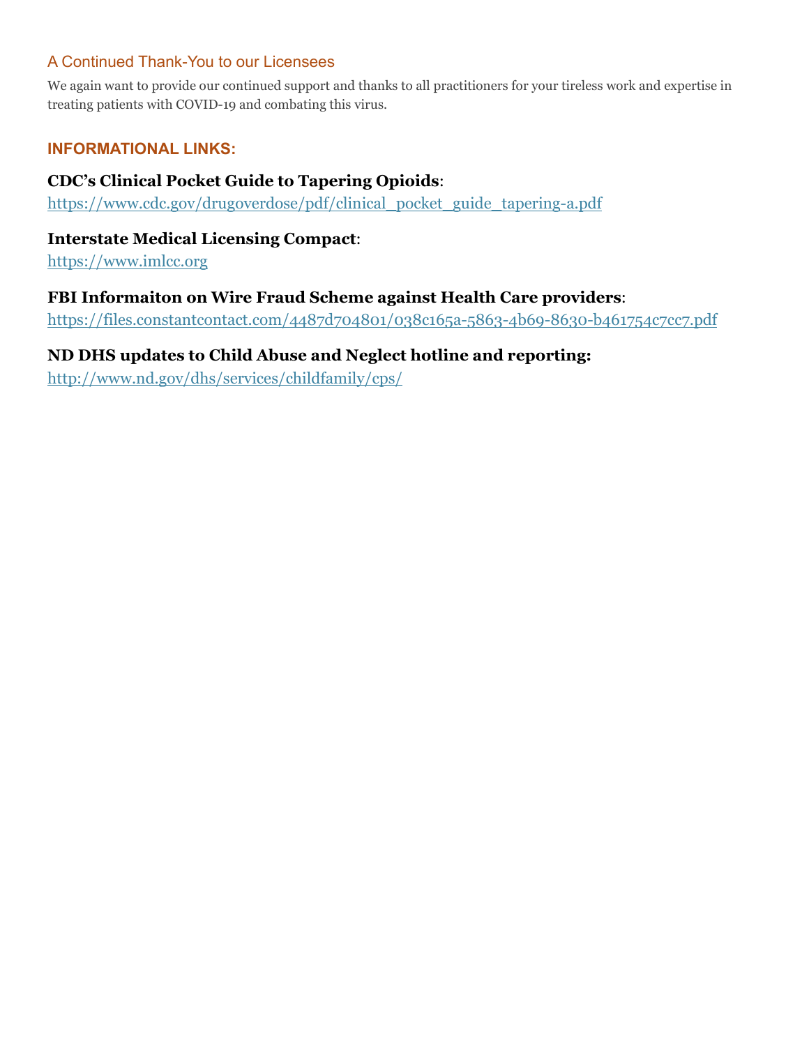## A Continued Thank-You to our Licensees

We again want to provide our continued support and thanks to all practitioners for your tireless work and expertise in treating patients with COVID-19 and combating this virus.

## INFORMATIONAL LINKS:

**CDC's Clinical Pocket Guide to Tapering Opioids**:
https://www.cdc.gov/drugoverdose/pdf/clinical_pocket_guide_tapering-a.pdf

**Interstate Medical Licensing Compact**:
https://www.imlcc.org

**FBI Informaiton on Wire Fraud Scheme against Health Care providers**:
https://files.constantcontact.com/4487d704801/038c165a-5863-4b69-8630-b461754c7cc7.pdf

**ND DHS updates to Child Abuse and Neglect hotline and reporting:**
http://www.nd.gov/dhs/services/childfamily/cps/